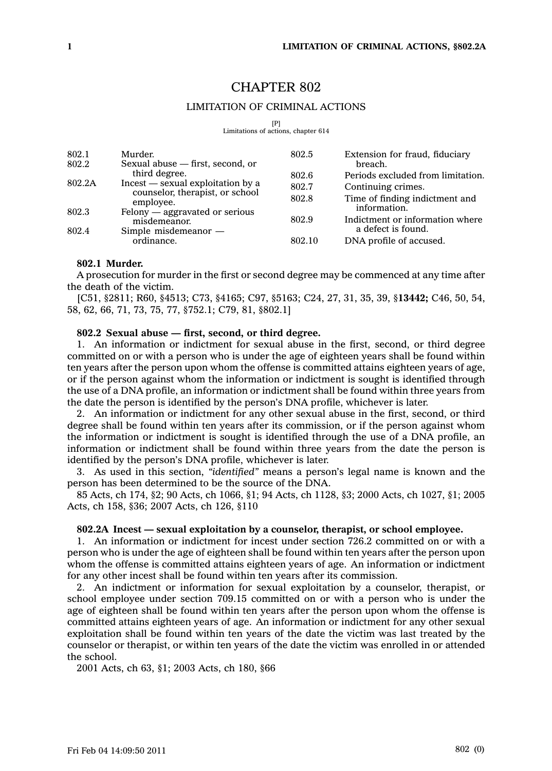# CHAPTER 802

## LIMITATION OF CRIMINAL ACTIONS

[P]
Limitations of actions, chapter 614

| | |
|---|---|
| 802.1 | Murder. |
| 802.2 | Sexual abuse — first, second, or third degree. |
| 802.2A | Incest — sexual exploitation by a counselor, therapist, or school employee. |
| 802.3 | Felony — aggravated or serious misdemeanor. |
| 802.4 | Simple misdemeanor — ordinance. |
| 802.5 | Extension for fraud, fiduciary breach. |
| 802.6 | Periods excluded from limitation. |
| 802.7 | Continuing crimes. |
| 802.8 | Time of finding indictment and information. |
| 802.9 | Indictment or information where a defect is found. |
| 802.10 | DNA profile of accused. |

**802.1 Murder.**

A prosecution for murder in the first or second degree may be commenced at any time after the death of the victim.

[C51, §2811; R60, §4513; C73, §4165; C97, §5163; C24, 27, 31, 35, 39, §**13442;** C46, 50, 54, 58, 62, 66, 71, 73, 75, 77, §752.1; C79, 81, §802.1]

**802.2 Sexual abuse — first, second, or third degree.**

1. An information or indictment for sexual abuse in the first, second, or third degree committed on or with a person who is under the age of eighteen years shall be found within ten years after the person upon whom the offense is committed attains eighteen years of age, or if the person against whom the information or indictment is sought is identified through the use of a DNA profile, an information or indictment shall be found within three years from the date the person is identified by the person's DNA profile, whichever is later.

2. An information or indictment for any other sexual abuse in the first, second, or third degree shall be found within ten years after its commission, or if the person against whom the information or indictment is sought is identified through the use of a DNA profile, an information or indictment shall be found within three years from the date the person is identified by the person's DNA profile, whichever is later.

3. As used in this section, *"identified"* means a person's legal name is known and the person has been determined to be the source of the DNA.

85 Acts, ch 174, §2; 90 Acts, ch 1066, §1; 94 Acts, ch 1128, §3; 2000 Acts, ch 1027, §1; 2005 Acts, ch 158, §36; 2007 Acts, ch 126, §110

**802.2A Incest — sexual exploitation by a counselor, therapist, or school employee.**

1. An information or indictment for incest under section 726.2 committed on or with a person who is under the age of eighteen shall be found within ten years after the person upon whom the offense is committed attains eighteen years of age. An information or indictment for any other incest shall be found within ten years after its commission.

2. An indictment or information for sexual exploitation by a counselor, therapist, or school employee under section 709.15 committed on or with a person who is under the age of eighteen shall be found within ten years after the person upon whom the offense is committed attains eighteen years of age. An information or indictment for any other sexual exploitation shall be found within ten years of the date the victim was last treated by the counselor or therapist, or within ten years of the date the victim was enrolled in or attended the school.

2001 Acts, ch 63, §1; 2003 Acts, ch 180, §66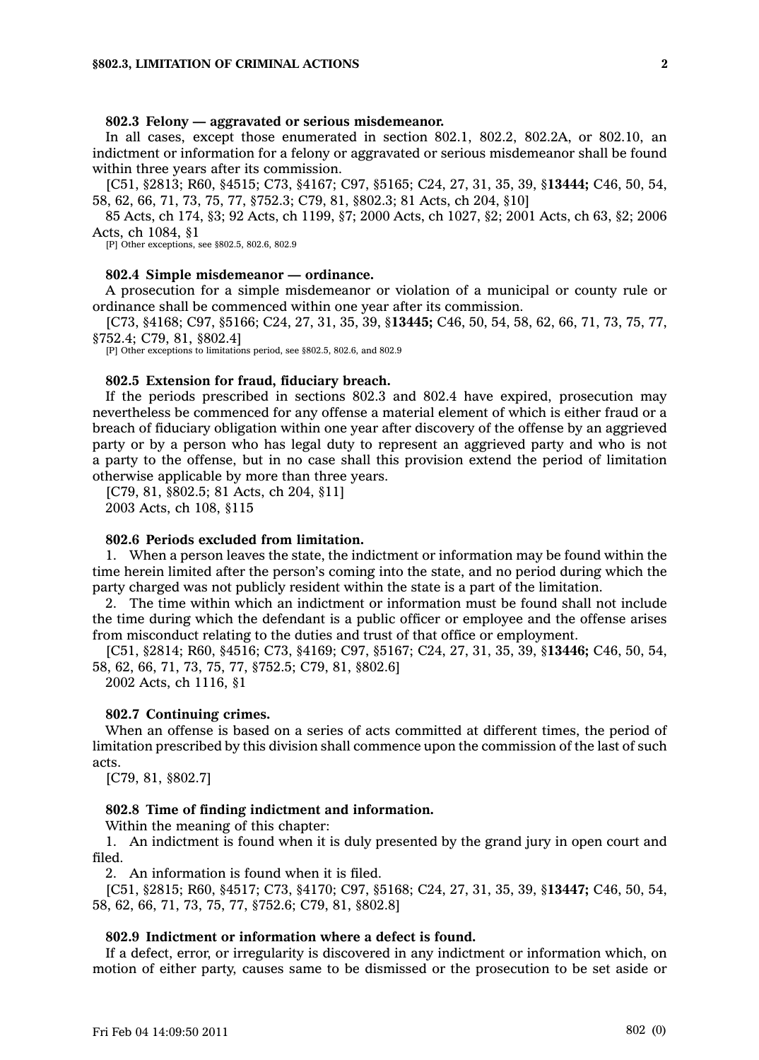**802.3 Felony — aggravated or serious misdemeanor.**

In all cases, except those enumerated in section 802.1, 802.2, 802.2A, or 802.10, an indictment or information for a felony or aggravated or serious misdemeanor shall be found within three years after its commission.

[C51, §2813; R60, §4515; C73, §4167; C97, §5165; C24, 27, 31, 35, 39, §**13444;** C46, 50, 54, 58, 62, 66, 71, 73, 75, 77, §752.3; C79, 81, §802.3; 81 Acts, ch 204, §10]

85 Acts, ch 174, §3; 92 Acts, ch 1199, §7; 2000 Acts, ch 1027, §2; 2001 Acts, ch 63, §2; 2006 Acts, ch 1084, §1

[P] Other exceptions, see §802.5, 802.6, 802.9

**802.4 Simple misdemeanor — ordinance.**

A prosecution for a simple misdemeanor or violation of a municipal or county rule or ordinance shall be commenced within one year after its commission.

[C73, §4168; C97, §5166; C24, 27, 31, 35, 39, §**13445;** C46, 50, 54, 58, 62, 66, 71, 73, 75, 77, §752.4; C79, 81, §802.4]

[P] Other exceptions to limitations period, see §802.5, 802.6, and 802.9

**802.5 Extension for fraud, fiduciary breach.**

If the periods prescribed in sections 802.3 and 802.4 have expired, prosecution may nevertheless be commenced for any offense a material element of which is either fraud or a breach of fiduciary obligation within one year after discovery of the offense by an aggrieved party or by a person who has legal duty to represent an aggrieved party and who is not a party to the offense, but in no case shall this provision extend the period of limitation otherwise applicable by more than three years.

[C79, 81, §802.5; 81 Acts, ch 204, §11]

2003 Acts, ch 108, §115

**802.6 Periods excluded from limitation.**

1. When a person leaves the state, the indictment or information may be found within the time herein limited after the person's coming into the state, and no period during which the party charged was not publicly resident within the state is a part of the limitation.

2. The time within which an indictment or information must be found shall not include the time during which the defendant is a public officer or employee and the offense arises from misconduct relating to the duties and trust of that office or employment.

[C51, §2814; R60, §4516; C73, §4169; C97, §5167; C24, 27, 31, 35, 39, §**13446;** C46, 50, 54, 58, 62, 66, 71, 73, 75, 77, §752.5; C79, 81, §802.6]

2002 Acts, ch 1116, §1

**802.7 Continuing crimes.**

When an offense is based on a series of acts committed at different times, the period of limitation prescribed by this division shall commence upon the commission of the last of such acts.

[C79, 81, §802.7]

**802.8 Time of finding indictment and information.**

Within the meaning of this chapter:

1. An indictment is found when it is duly presented by the grand jury in open court and filed.

2. An information is found when it is filed.

[C51, §2815; R60, §4517; C73, §4170; C97, §5168; C24, 27, 31, 35, 39, §**13447;** C46, 50, 54, 58, 62, 66, 71, 73, 75, 77, §752.6; C79, 81, §802.8]

**802.9 Indictment or information where a defect is found.**

If a defect, error, or irregularity is discovered in any indictment or information which, on motion of either party, causes same to be dismissed or the prosecution to be set aside or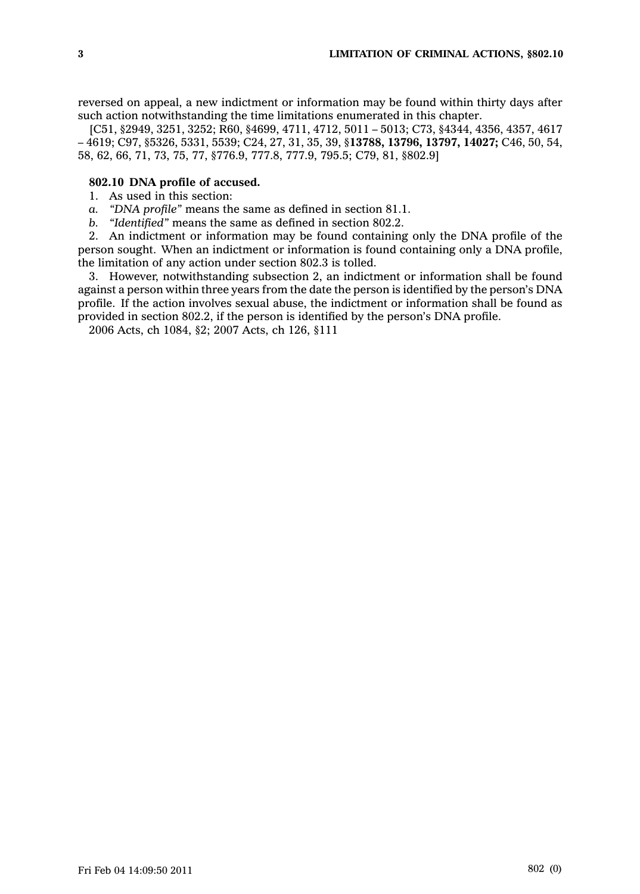reversed on appeal, a new indictment or information may be found within thirty days after such action notwithstanding the time limitations enumerated in this chapter.

[C51, §2949, 3251, 3252; R60, §4699, 4711, 4712, 5011 – 5013; C73, §4344, 4356, 4357, 4617 – 4619; C97, §5326, 5331, 5539; C24, 27, 31, 35, 39, §**13788, 13796, 13797, 14027;** C46, 50, 54, 58, 62, 66, 71, 73, 75, 77, §776.9, 777.8, 777.9, 795.5; C79, 81, §802.9]

**802.10 DNA profile of accused.**

1. As used in this section:

*a. "DNA profile"* means the same as defined in section 81.1.

*b. "Identified"* means the same as defined in section 802.2.

2. An indictment or information may be found containing only the DNA profile of the person sought. When an indictment or information is found containing only a DNA profile, the limitation of any action under section 802.3 is tolled.

3. However, notwithstanding subsection 2, an indictment or information shall be found against a person within three years from the date the person is identified by the person's DNA profile. If the action involves sexual abuse, the indictment or information shall be found as provided in section 802.2, if the person is identified by the person's DNA profile.

2006 Acts, ch 1084, §2; 2007 Acts, ch 126, §111